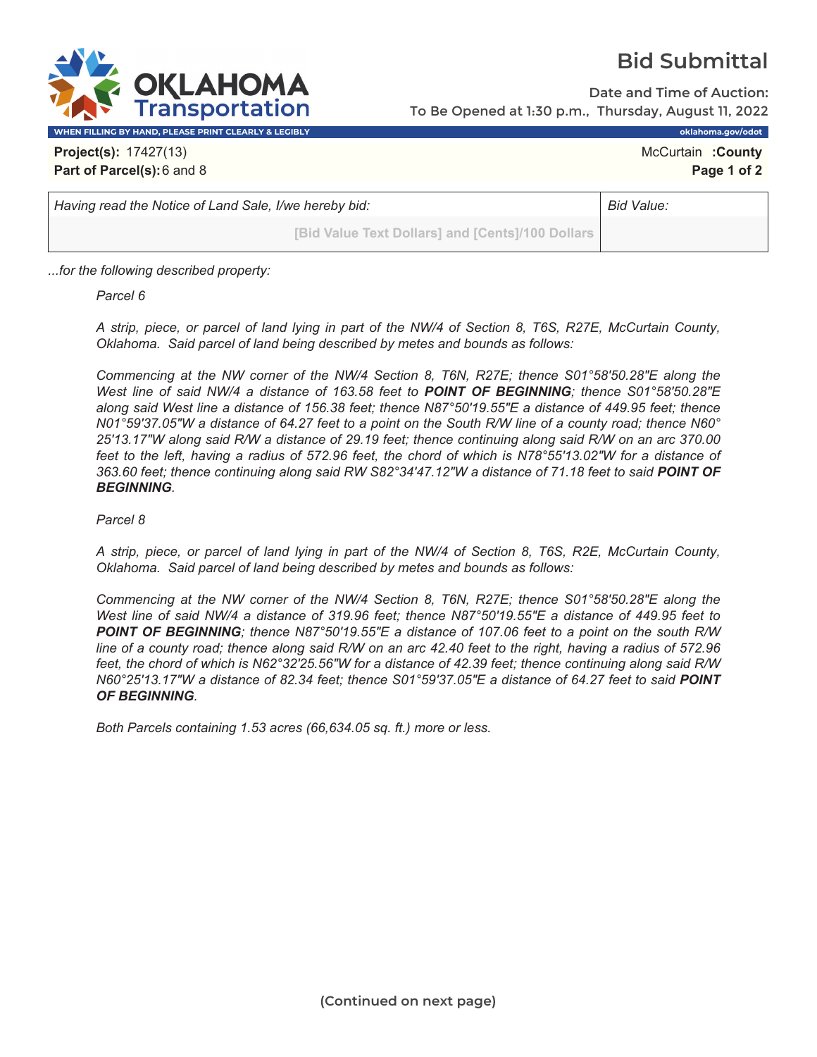# Bid Submittal

**Date and Time of Auction:**
To Be Opened at 1:30 p.m., Thursday, August 11, 2022

WHEN FILLING BY HAND, PLEASE PRINT CLEARLY & LEGIBLY — oklahoma.gov/odot

**Project(s):** 17427(13) — McCurtain **:County**
**Part of Parcel(s):** 6 and 8

| Having read the Notice of Land Sale, I/we hereby bid: | Bid Value: |
|---|---|
| [Bid Value Text Dollars] and [Cents]/100 Dollars | |

*...for the following described property:*

*Parcel 6*

*A strip, piece, or parcel of land lying in part of the NW/4 of Section 8, T6S, R27E, McCurtain County, Oklahoma. Said parcel of land being described by metes and bounds as follows:*

*Commencing at the NW corner of the NW/4 Section 8, T6N, R27E; thence S01°58'50.28"E along the West line of said NW/4 a distance of 163.58 feet to **POINT OF BEGINNING**; thence S01°58'50.28"E along said West line a distance of 156.38 feet; thence N87°50'19.55"E a distance of 449.95 feet; thence N01°59'37.05"W a distance of 64.27 feet to a point on the South R/W line of a county road; thence N60° 25'13.17"W along said R/W a distance of 29.19 feet; thence continuing along said R/W on an arc 370.00 feet to the left, having a radius of 572.96 feet, the chord of which is N78°55'13.02"W for a distance of 363.60 feet; thence continuing along said RW S82°34'47.12"W a distance of 71.18 feet to said **POINT OF BEGINNING**.*

*Parcel 8*

*A strip, piece, or parcel of land lying in part of the NW/4 of Section 8, T6S, R2E, McCurtain County, Oklahoma. Said parcel of land being described by metes and bounds as follows:*

*Commencing at the NW corner of the NW/4 Section 8, T6N, R27E; thence S01°58'50.28"E along the West line of said NW/4 a distance of 319.96 feet; thence N87°50'19.55"E a distance of 449.95 feet to **POINT OF BEGINNING**; thence N87°50'19.55"E a distance of 107.06 feet to a point on the south R/W line of a county road; thence along said R/W on an arc 42.40 feet to the right, having a radius of 572.96 feet, the chord of which is N62°32'25.56"W for a distance of 42.39 feet; thence continuing along said R/W N60°25'13.17"W a distance of 82.34 feet; thence S01°59'37.05"E a distance of 64.27 feet to said **POINT OF BEGINNING**.*

*Both Parcels containing 1.53 acres (66,634.05 sq. ft.) more or less.*

**(Continued on next page)**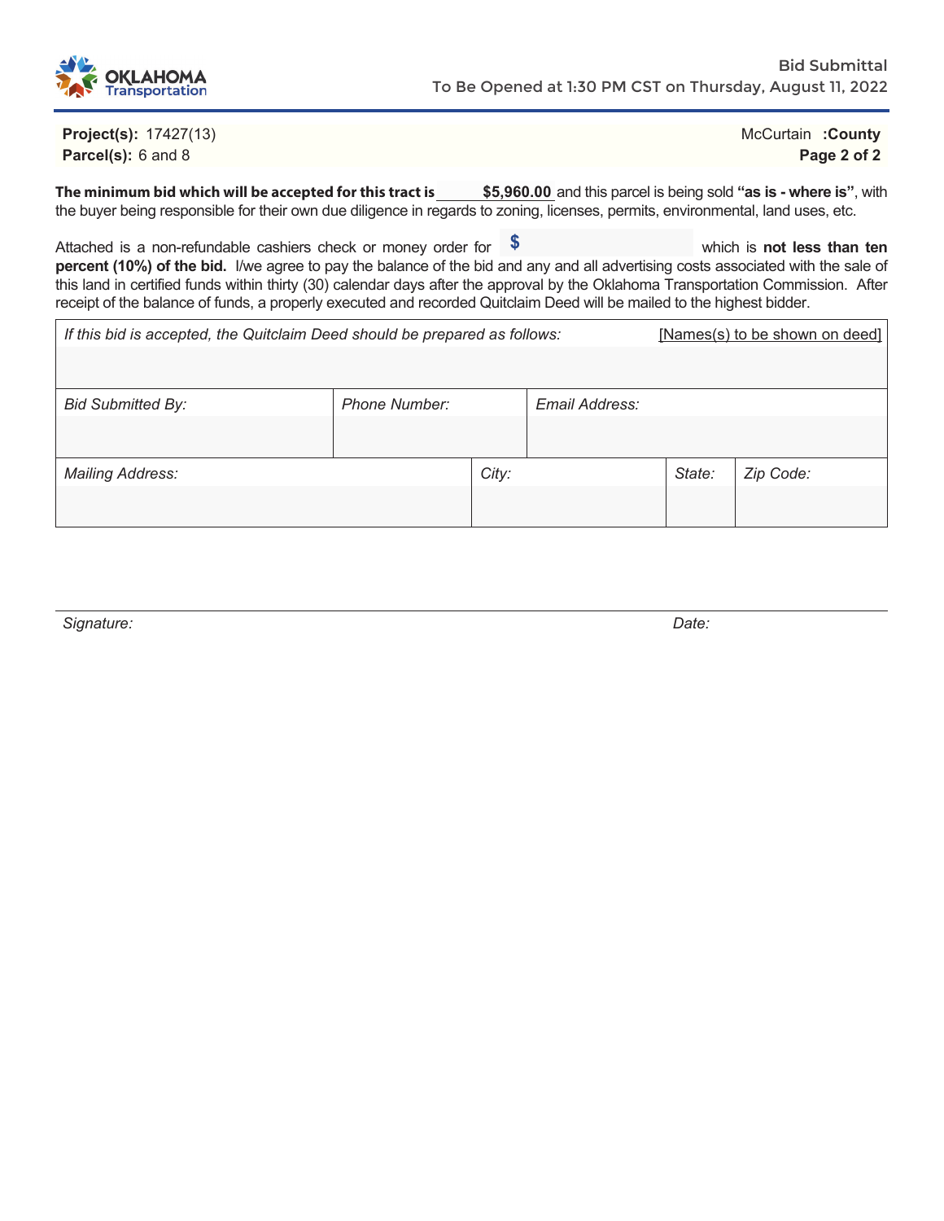**OKLAHOMA Transportation**

Bid Submittal
To Be Opened at 1:30 PM CST on Thursday, August 11, 2022

**Project(s):** 17427(13) McCurtain **:County**
**Parcel(s):** 6 and 8

**The minimum bid which will be accepted for this tract is** **$5,960.00** and this parcel is being sold **"as is - where is"**, with the buyer being responsible for their own due diligence in regards to zoning, licenses, permits, environmental, land uses, etc.

Attached is a non-refundable cashiers check or money order for **$** ______________ which is **not less than ten percent (10%) of the bid.** I/we agree to pay the balance of the bid and any and all advertising costs associated with the sale of this land in certified funds within thirty (30) calendar days after the approval by the Oklahoma Transportation Commission. After receipt of the balance of funds, a properly executed and recorded Quitclaim Deed will be mailed to the highest bidder.

| *If this bid is accepted, the Quitclaim Deed should be prepared as follows:* [Names(s) to be shown on deed] | | | | |
|---|---|---|---|---|
| | | | | |
| *Bid Submitted By:* | *Phone Number:* | *Email Address:* | | |
| | | | | |
| *Mailing Address:* | | *City:* | *State:* | *Zip Code:* |
| | | | | |

*Signature:* ______________________ *Date:* ______________